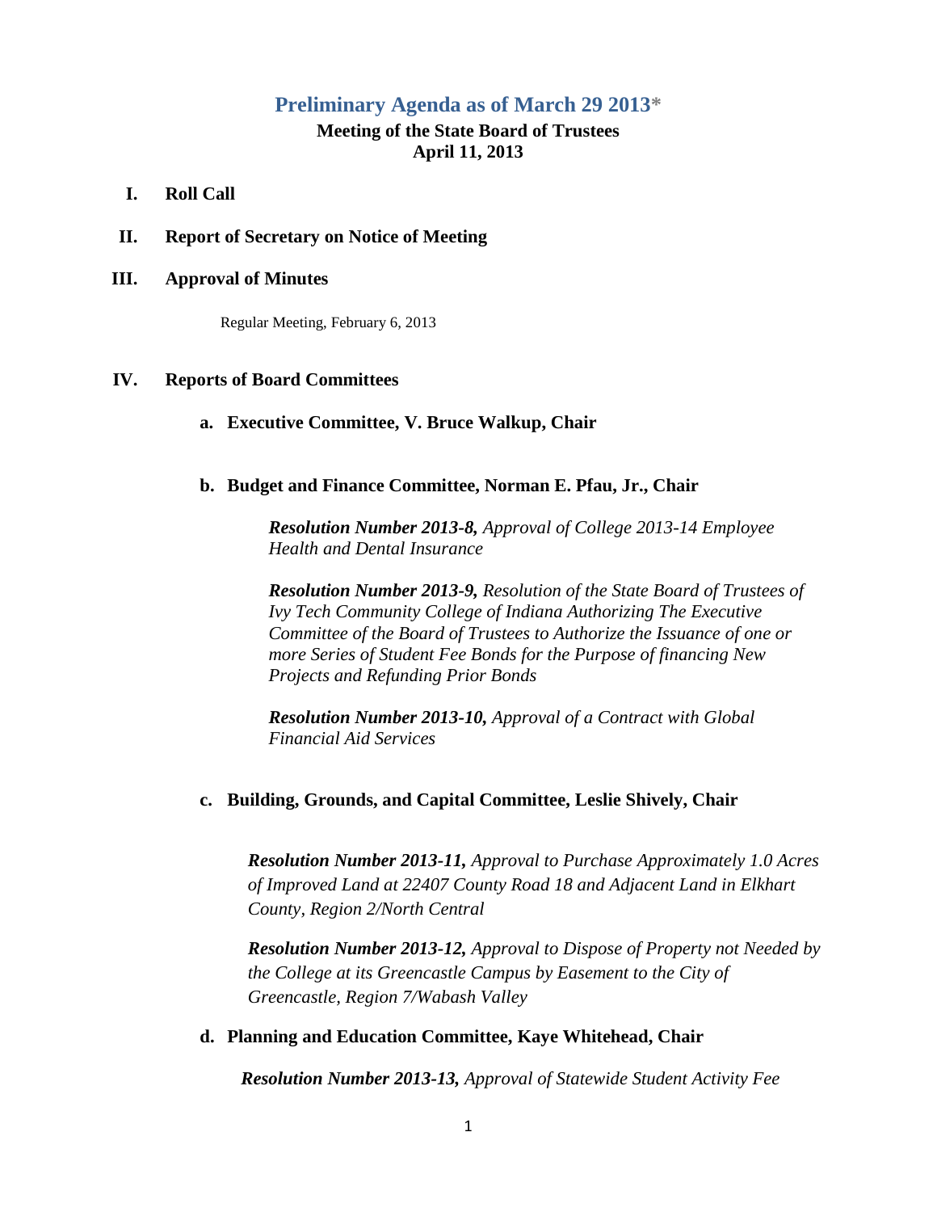# Preliminary Agenda as of March 29 2013*

**Meeting of the State Board of Trustees**
**April 11, 2013**

**I. Roll Call**

**II. Report of Secretary on Notice of Meeting**

**III. Approval of Minutes**

Regular Meeting, February 6, 2013

**IV. Reports of Board Committees**

**a. Executive Committee, V. Bruce Walkup, Chair**

**b. Budget and Finance Committee, Norman E. Pfau, Jr., Chair**

***Resolution Number 2013-8,*** *Approval of College 2013-14 Employee Health and Dental Insurance*

***Resolution Number 2013-9,*** *Resolution of the State Board of Trustees of Ivy Tech Community College of Indiana Authorizing The Executive Committee of the Board of Trustees to Authorize the Issuance of one or more Series of Student Fee Bonds for the Purpose of financing New Projects and Refunding Prior Bonds*

***Resolution Number 2013-10,*** *Approval of a Contract with Global Financial Aid Services*

**c. Building, Grounds, and Capital Committee, Leslie Shively, Chair**

***Resolution Number 2013-11,*** *Approval to Purchase Approximately 1.0 Acres of Improved Land at 22407 County Road 18 and Adjacent Land in Elkhart County, Region 2/North Central*

***Resolution Number 2013-12,*** *Approval to Dispose of Property not Needed by the College at its Greencastle Campus by Easement to the City of Greencastle, Region 7/Wabash Valley*

**d. Planning and Education Committee, Kaye Whitehead, Chair**

***Resolution Number 2013-13,*** *Approval of Statewide Student Activity Fee*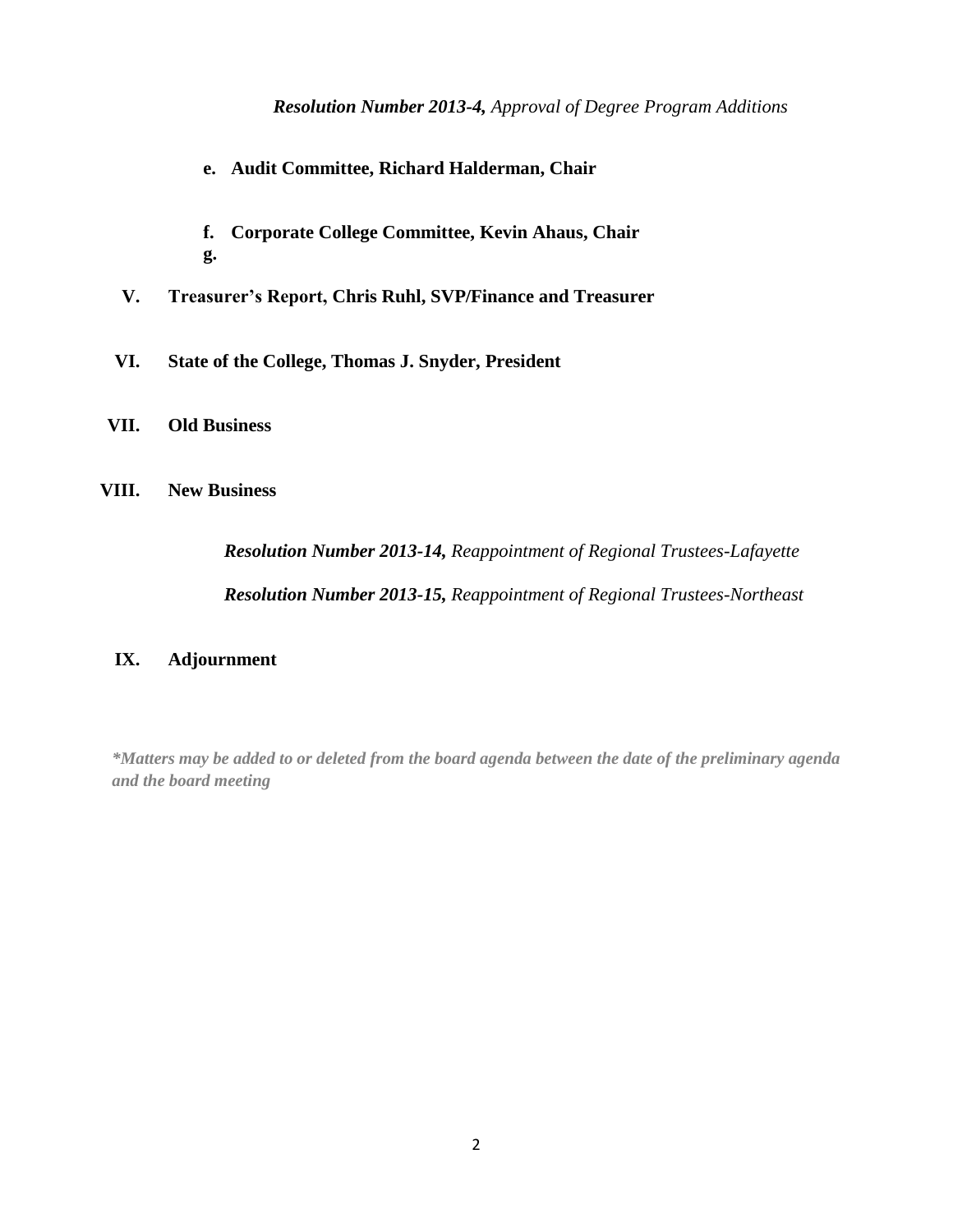***Resolution Number 2013-4,*** *Approval of Degree Program Additions*

e. **Audit Committee, Richard Halderman, Chair**

f. **Corporate College Committee, Kevin Ahaus, Chair**

g.

V. **Treasurer's Report, Chris Ruhl, SVP/Finance and Treasurer**

VI. **State of the College, Thomas J. Snyder, President**

VII. **Old Business**

VIII. **New Business**

***Resolution Number 2013-14,*** *Reappointment of Regional Trustees-Lafayette*

***Resolution Number 2013-15,*** *Reappointment of Regional Trustees-Northeast*

IX. **Adjournment**

***Matters may be added to or deleted from the board agenda between the date of the preliminary agenda and the board meeting***